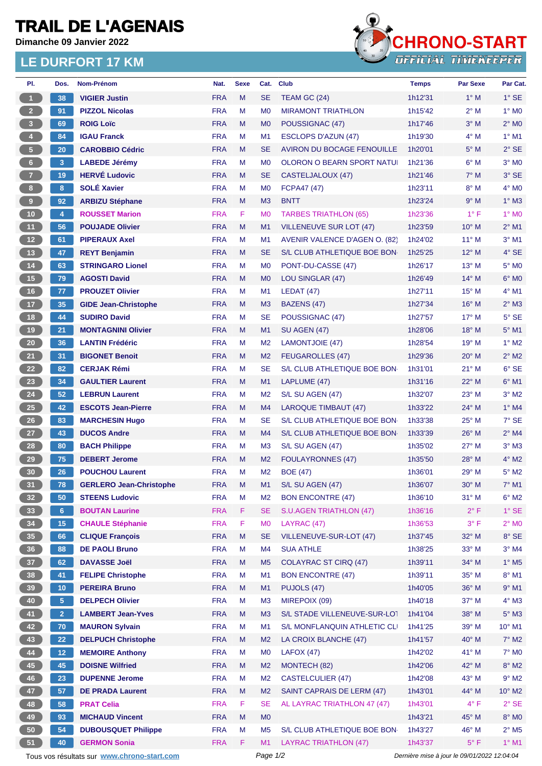# TRAIL DE L'AGENAIS

**Dimanche 09 Janvier 2022**

CHRONO-START
OFFICIAL TIMEKEEPER

## LE DURFORT 17 KM

| Pl. | Dos. | Nom-Prénom | Nat. | Sexe | Cat. | Club | Temps | Par Sexe | Par Cat. |
|---|---|---|---|---|---|---|---|---|---|
| 1 | 38 | VIGIER Justin | FRA | M | SE | TEAM GC (24) | 1h12'31 | 1° M | 1° SE |
| 2 | 91 | PIZZOL Nicolas | FRA | M | M0 | MIRAMONT TRIATHLON | 1h15'42 | 2° M | 1° M0 |
| 3 | 69 | ROIG Loïc | FRA | M | M0 | POUSSIGNAC (47) | 1h17'46 | 3° M | 2° M0 |
| 4 | 84 | IGAU Franck | FRA | M | M1 | ESCLOPS D'AZUN (47) | 1h19'30 | 4° M | 1° M1 |
| 5 | 20 | CAROBBIO Cédric | FRA | M | SE | AVIRON DU BOCAGE FENOUILLE | 1h20'01 | 5° M | 2° SE |
| 6 | 3 | LABEDE Jérémy | FRA | M | M0 | OLORON O BEARN SPORT NATUI | 1h21'36 | 6° M | 3° M0 |
| 7 | 19 | HERVÉ Ludovic | FRA | M | SE | CASTELJALOUX (47) | 1h21'46 | 7° M | 3° SE |
| 8 | 8 | SOLÉ Xavier | FRA | M | M0 | FCPA47 (47) | 1h23'11 | 8° M | 4° M0 |
| 9 | 92 | ARBIZU Stéphane | FRA | M | M3 | BNTT | 1h23'24 | 9° M | 1° M3 |
| 10 | 4 | ROUSSET Marion | FRA | F | M0 | TARBES TRIATHLON (65) | 1h23'36 | 1° F | 1° M0 |
| 11 | 56 | POUJADE Olivier | FRA | M | M1 | VILLENEUVE SUR LOT (47) | 1h23'59 | 10° M | 2° M1 |
| 12 | 61 | PIPERAUX Axel | FRA | M | M1 | AVENIR VALENCE D'AGEN O. (82) | 1h24'02 | 11° M | 3° M1 |
| 13 | 47 | REYT Benjamin | FRA | M | SE | S/L CLUB ATHLETIQUE BOE BON | 1h25'25 | 12° M | 4° SE |
| 14 | 63 | STRINGARO Lionel | FRA | M | M0 | PONT-DU-CASSE (47) | 1h26'17 | 13° M | 5° M0 |
| 15 | 79 | AGOSTI David | FRA | M | M0 | LOU SINGLAR (47) | 1h26'49 | 14° M | 6° M0 |
| 16 | 77 | PROUZET Olivier | FRA | M | M1 | LEDAT (47) | 1h27'11 | 15° M | 4° M1 |
| 17 | 35 | GIDE Jean-Christophe | FRA | M | M3 | BAZENS (47) | 1h27'34 | 16° M | 2° M3 |
| 18 | 44 | SUDIRO David | FRA | M | SE | POUSSIGNAC (47) | 1h27'57 | 17° M | 5° SE |
| 19 | 21 | MONTAGNINI Olivier | FRA | M | M1 | SU AGEN (47) | 1h28'06 | 18° M | 5° M1 |
| 20 | 36 | LANTIN Frédéric | FRA | M | M2 | LAMONTJOIE (47) | 1h28'54 | 19° M | 1° M2 |
| 21 | 31 | BIGONET Benoit | FRA | M | M2 | FEUGAROLLES (47) | 1h29'36 | 20° M | 2° M2 |
| 22 | 82 | CERJAK Rémi | FRA | M | SE | S/L CLUB ATHLETIQUE BOE BON | 1h31'01 | 21° M | 6° SE |
| 23 | 34 | GAULTIER Laurent | FRA | M | M1 | LAPLUME (47) | 1h31'16 | 22° M | 6° M1 |
| 24 | 52 | LEBRUN Laurent | FRA | M | M2 | S/L SU AGEN (47) | 1h32'07 | 23° M | 3° M2 |
| 25 | 42 | ESCOTS Jean-Pierre | FRA | M | M4 | LAROQUE TIMBAUT (47) | 1h33'22 | 24° M | 1° M4 |
| 26 | 83 | MARCHESIN Hugo | FRA | M | SE | S/L CLUB ATHLETIQUE BOE BON | 1h33'38 | 25° M | 7° SE |
| 27 | 43 | DUCOS Andre | FRA | M | M4 | S/L CLUB ATHLETIQUE BOE BON | 1h33'39 | 26° M | 2° M4 |
| 28 | 80 | BACH Philippe | FRA | M | M3 | S/L SU AGEN (47) | 1h35'02 | 27° M | 3° M3 |
| 29 | 75 | DEBERT Jerome | FRA | M | M2 | FOULAYRONNES (47) | 1h35'50 | 28° M | 4° M2 |
| 30 | 26 | POUCHOU Laurent | FRA | M | M2 | BOE (47) | 1h36'01 | 29° M | 5° M2 |
| 31 | 78 | GERLERO Jean-Christophe | FRA | M | M1 | S/L SU AGEN (47) | 1h36'07 | 30° M | 7° M1 |
| 32 | 50 | STEENS Ludovic | FRA | M | M2 | BON ENCONTRE (47) | 1h36'10 | 31° M | 6° M2 |
| 33 | 6 | BOUTAN Laurine | FRA | F | SE | S.U.AGEN TRIATHLON (47) | 1h36'16 | 2° F | 1° SE |
| 34 | 15 | CHAULE Stéphanie | FRA | F | M0 | LAYRAC (47) | 1h36'53 | 3° F | 2° M0 |
| 35 | 66 | CLIQUE François | FRA | M | SE | VILLENEUVE-SUR-LOT (47) | 1h37'45 | 32° M | 8° SE |
| 36 | 88 | DE PAOLI Bruno | FRA | M | M4 | SUA ATHLE | 1h38'25 | 33° M | 3° M4 |
| 37 | 62 | DAVASSE Joël | FRA | M | M5 | COLAYRAC ST CIRQ (47) | 1h39'11 | 34° M | 1° M5 |
| 38 | 41 | FELIPE Christophe | FRA | M | M1 | BON ENCONTRE (47) | 1h39'11 | 35° M | 8° M1 |
| 39 | 10 | PEREIRA Bruno | FRA | M | M1 | PUJOLS (47) | 1h40'05 | 36° M | 9° M1 |
| 40 | 5 | DELPECH Olivier | FRA | M | M3 | MIREPOIX (09) | 1h40'18 | 37° M | 4° M3 |
| 41 | 2 | LAMBERT Jean-Yves | FRA | M | M3 | S/L STADE VILLENEUVE-SUR-LOT | 1h41'04 | 38° M | 5° M3 |
| 42 | 70 | MAURON Sylvain | FRA | M | M1 | S/L MONFLANQUIN ATHLETIC CLI | 1h41'25 | 39° M | 10° M1 |
| 43 | 22 | DELPUCH Christophe | FRA | M | M2 | LA CROIX BLANCHE (47) | 1h41'57 | 40° M | 7° M2 |
| 44 | 12 | MEMOIRE Anthony | FRA | M | M0 | LAFOX (47) | 1h42'02 | 41° M | 7° M0 |
| 45 | 45 | DOISNE Wilfried | FRA | M | M2 | MONTECH (82) | 1h42'06 | 42° M | 8° M2 |
| 46 | 23 | DUPENNE Jerome | FRA | M | M2 | CASTELCULIER (47) | 1h42'08 | 43° M | 9° M2 |
| 47 | 57 | DE PRADA Laurent | FRA | M | M2 | SAINT CAPRAIS DE LERM (47) | 1h43'01 | 44° M | 10° M2 |
| 48 | 58 | PRAT Celia | FRA | F | SE | AL LAYRAC TRIATHLON 47 (47) | 1h43'01 | 4° F | 2° SE |
| 49 | 93 | MICHAUD Vincent | FRA | M | M0 | | 1h43'21 | 45° M | 8° M0 |
| 50 | 54 | DUBOUSQUET Philippe | FRA | M | M5 | S/L CLUB ATHLETIQUE BOE BON | 1h43'27 | 46° M | 2° M5 |
| 51 | 40 | GERMON Sonia | FRA | F | M1 | LAYRAC TRIATHLON (47) | 1h43'37 | 5° F | 1° M1 |

Tous vos résultats sur www.chrono-start.com

Dernière mise à jour le 09/01/2022 12:04:04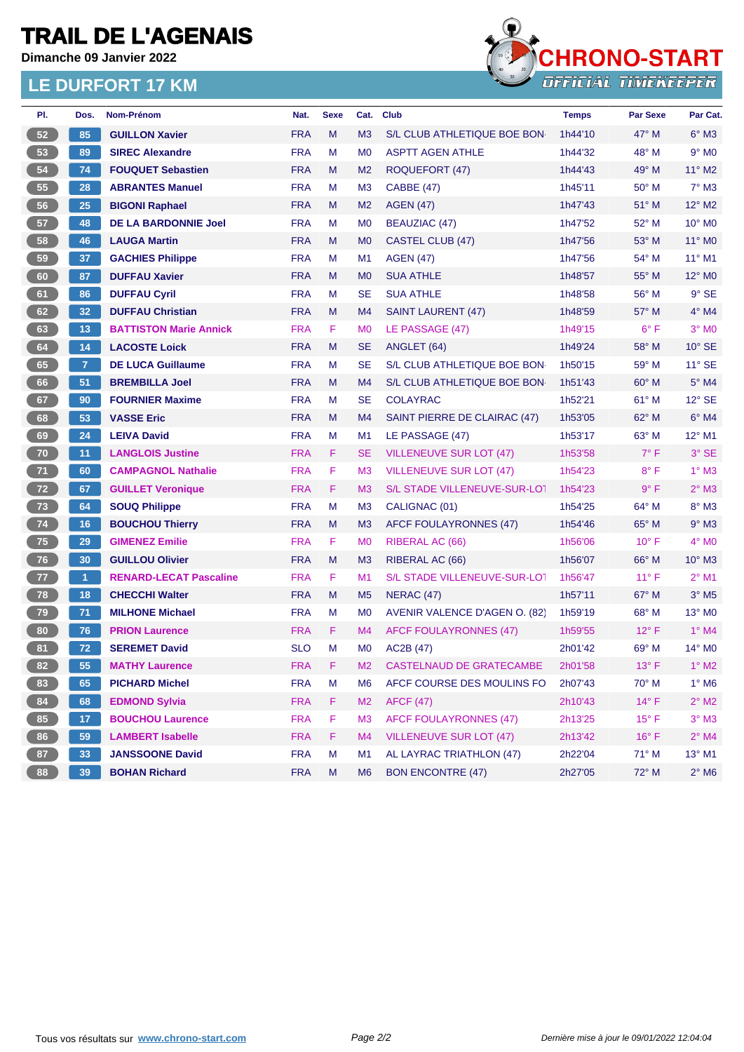# TRAIL DE L'AGENAIS

**Dimanche 09 Janvier 2022**

## LE DURFORT 17 KM

CHRONO-START
OFFICIAL TIMEKEEPER

| Pl. | Dos. | Nom-Prénom | Nat. | Sexe | Cat. | Club | Temps | Par Sexe | Par Cat. |
|---|---|---|---|---|---|---|---|---|---|
| 52 | 85 | **GUILLON Xavier** | FRA | M | M3 | S/L CLUB ATHLETIQUE BOE BON | 1h44'10 | 47° M | 6° M3 |
| 53 | 89 | **SIREC Alexandre** | FRA | M | M0 | ASPTT AGEN ATHLE | 1h44'32 | 48° M | 9° M0 |
| 54 | 74 | **FOUQUET Sebastien** | FRA | M | M2 | ROQUEFORT (47) | 1h44'43 | 49° M | 11° M2 |
| 55 | 28 | **ABRANTES Manuel** | FRA | M | M3 | CABBE (47) | 1h45'11 | 50° M | 7° M3 |
| 56 | 25 | **BIGONI Raphael** | FRA | M | M2 | AGEN (47) | 1h47'43 | 51° M | 12° M2 |
| 57 | 48 | **DE LA BARDONNIE Joel** | FRA | M | M0 | BEAUZIAC (47) | 1h47'52 | 52° M | 10° M0 |
| 58 | 46 | **LAUGA Martin** | FRA | M | M0 | CASTEL CLUB (47) | 1h47'56 | 53° M | 11° M0 |
| 59 | 37 | **GACHIES Philippe** | FRA | M | M1 | AGEN (47) | 1h47'56 | 54° M | 11° M1 |
| 60 | 87 | **DUFFAU Xavier** | FRA | M | M0 | SUA ATHLE | 1h48'57 | 55° M | 12° M0 |
| 61 | 86 | **DUFFAU Cyril** | FRA | M | SE | SUA ATHLE | 1h48'58 | 56° M | 9° SE |
| 62 | 32 | **DUFFAU Christian** | FRA | M | M4 | SAINT LAURENT (47) | 1h48'59 | 57° M | 4° M4 |
| 63 | 13 | **BATTISTON Marie Annick** | FRA | F | M0 | LE PASSAGE (47) | 1h49'15 | 6° F | 3° M0 |
| 64 | 14 | **LACOSTE Loick** | FRA | M | SE | ANGLET (64) | 1h49'24 | 58° M | 10° SE |
| 65 | 7 | **DE LUCA Guillaume** | FRA | M | SE | S/L CLUB ATHLETIQUE BOE BON | 1h50'15 | 59° M | 11° SE |
| 66 | 51 | **BREMBILLA Joel** | FRA | M | M4 | S/L CLUB ATHLETIQUE BOE BON | 1h51'43 | 60° M | 5° M4 |
| 67 | 90 | **FOURNIER Maxime** | FRA | M | SE | COLAYRAC | 1h52'21 | 61° M | 12° SE |
| 68 | 53 | **VASSE Eric** | FRA | M | M4 | SAINT PIERRE DE CLAIRAC (47) | 1h53'05 | 62° M | 6° M4 |
| 69 | 24 | **LEIVA David** | FRA | M | M1 | LE PASSAGE (47) | 1h53'17 | 63° M | 12° M1 |
| 70 | 11 | **LANGLOIS Justine** | FRA | F | SE | VILLENEUVE SUR LOT (47) | 1h53'58 | 7° F | 3° SE |
| 71 | 60 | **CAMPAGNOL Nathalie** | FRA | F | M3 | VILLENEUVE SUR LOT (47) | 1h54'23 | 8° F | 1° M3 |
| 72 | 67 | **GUILLET Veronique** | FRA | F | M3 | S/L STADE VILLENEUVE-SUR-LOT | 1h54'23 | 9° F | 2° M3 |
| 73 | 64 | **SOUQ Philippe** | FRA | M | M3 | CALIGNAC (01) | 1h54'25 | 64° M | 8° M3 |
| 74 | 16 | **BOUCHOU Thierry** | FRA | M | M3 | AFCF FOULAYRONNES (47) | 1h54'46 | 65° M | 9° M3 |
| 75 | 29 | **GIMENEZ Emilie** | FRA | F | M0 | RIBERAL AC (66) | 1h56'06 | 10° F | 4° M0 |
| 76 | 30 | **GUILLOU Olivier** | FRA | M | M3 | RIBERAL AC (66) | 1h56'07 | 66° M | 10° M3 |
| 77 | 1 | **RENARD-LECAT Pascaline** | FRA | F | M1 | S/L STADE VILLENEUVE-SUR-LOT | 1h56'47 | 11° F | 2° M1 |
| 78 | 18 | **CHECCHI Walter** | FRA | M | M5 | NERAC (47) | 1h57'11 | 67° M | 3° M5 |
| 79 | 71 | **MILHONE Michael** | FRA | M | M0 | AVENIR VALENCE D'AGEN O. (82) | 1h59'19 | 68° M | 13° M0 |
| 80 | 76 | **PRION Laurence** | FRA | F | M4 | AFCF FOULAYRONNES (47) | 1h59'55 | 12° F | 1° M4 |
| 81 | 72 | **SEREMET David** | SLO | M | M0 | AC2B (47) | 2h01'42 | 69° M | 14° M0 |
| 82 | 55 | **MATHY Laurence** | FRA | F | M2 | CASTELNAUD DE GRATECAMBE | 2h01'58 | 13° F | 1° M2 |
| 83 | 65 | **PICHARD Michel** | FRA | M | M6 | AFCF COURSE DES MOULINS FO | 2h07'43 | 70° M | 1° M6 |
| 84 | 68 | **EDMOND Sylvia** | FRA | F | M2 | AFCF (47) | 2h10'43 | 14° F | 2° M2 |
| 85 | 17 | **BOUCHOU Laurence** | FRA | F | M3 | AFCF FOULAYRONNES (47) | 2h13'25 | 15° F | 3° M3 |
| 86 | 59 | **LAMBERT Isabelle** | FRA | F | M4 | VILLENEUVE SUR LOT (47) | 2h13'42 | 16° F | 2° M4 |
| 87 | 33 | **JANSSOONE David** | FRA | M | M1 | AL LAYRAC TRIATHLON (47) | 2h22'04 | 71° M | 13° M1 |
| 88 | 39 | **BOHAN Richard** | FRA | M | M6 | BON ENCONTRE (47) | 2h27'05 | 72° M | 2° M6 |

Tous vos résultats sur www.chrono-start.com

*Dernière mise à jour le 09/01/2022 12:04:04*